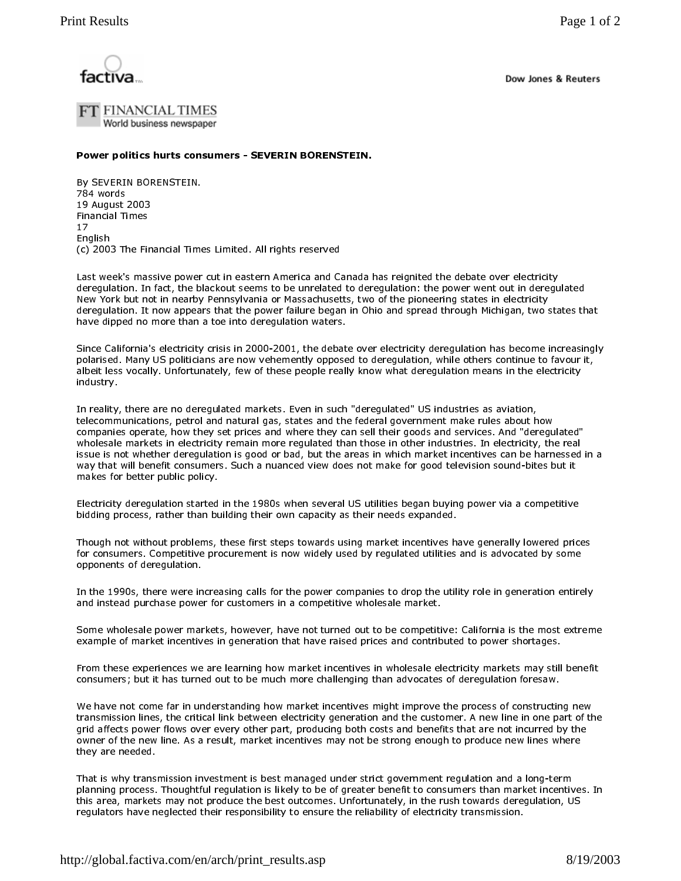**Power politics hurts consumers - SEVERIN BORENSTEIN.**

By SEVERIN BORENSTEIN.
784 words
19 August 2003
Financial Times
17
English
(c) 2003 The Financial Times Limited. All rights reserved

Last week's massive power cut in eastern America and Canada has reignited the debate over electricity deregulation. In fact, the blackout seems to be unrelated to deregulation: the power went out in deregulated New York but not in nearby Pennsylvania or Massachusetts, two of the pioneering states in electricity deregulation. It now appears that the power failure began in Ohio and spread through Michigan, two states that have dipped no more than a toe into deregulation waters.

Since California's electricity crisis in 2000-2001, the debate over electricity deregulation has become increasingly polarised. Many US politicians are now vehemently opposed to deregulation, while others continue to favour it, albeit less vocally. Unfortunately, few of these people really know what deregulation means in the electricity industry.

In reality, there are no deregulated markets. Even in such "deregulated" US industries as aviation, telecommunications, petrol and natural gas, states and the federal government make rules about how companies operate, how they set prices and where they can sell their goods and services. And "deregulated" wholesale markets in electricity remain more regulated than those in other industries. In electricity, the real issue is not whether deregulation is good or bad, but the areas in which market incentives can be harnessed in a way that will benefit consumers. Such a nuanced view does not make for good television sound-bites but it makes for better public policy.

Electricity deregulation started in the 1980s when several US utilities began buying power via a competitive bidding process, rather than building their own capacity as their needs expanded.

Though not without problems, these first steps towards using market incentives have generally lowered prices for consumers. Competitive procurement is now widely used by regulated utilities and is advocated by some opponents of deregulation.

In the 1990s, there were increasing calls for the power companies to drop the utility role in generation entirely and instead purchase power for customers in a competitive wholesale market.

Some wholesale power markets, however, have not turned out to be competitive: California is the most extreme example of market incentives in generation that have raised prices and contributed to power shortages.

From these experiences we are learning how market incentives in wholesale electricity markets may still benefit consumers; but it has turned out to be much more challenging than advocates of deregulation foresaw.

We have not come far in understanding how market incentives might improve the process of constructing new transmission lines, the critical link between electricity generation and the customer. A new line in one part of the grid affects power flows over every other part, producing both costs and benefits that are not incurred by the owner of the new line. As a result, market incentives may not be strong enough to produce new lines where they are needed.

That is why transmission investment is best managed under strict government regulation and a long-term planning process. Thoughtful regulation is likely to be of greater benefit to consumers than market incentives. In this area, markets may not produce the best outcomes. Unfortunately, in the rush towards deregulation, US regulators have neglected their responsibility to ensure the reliability of electricity transmission.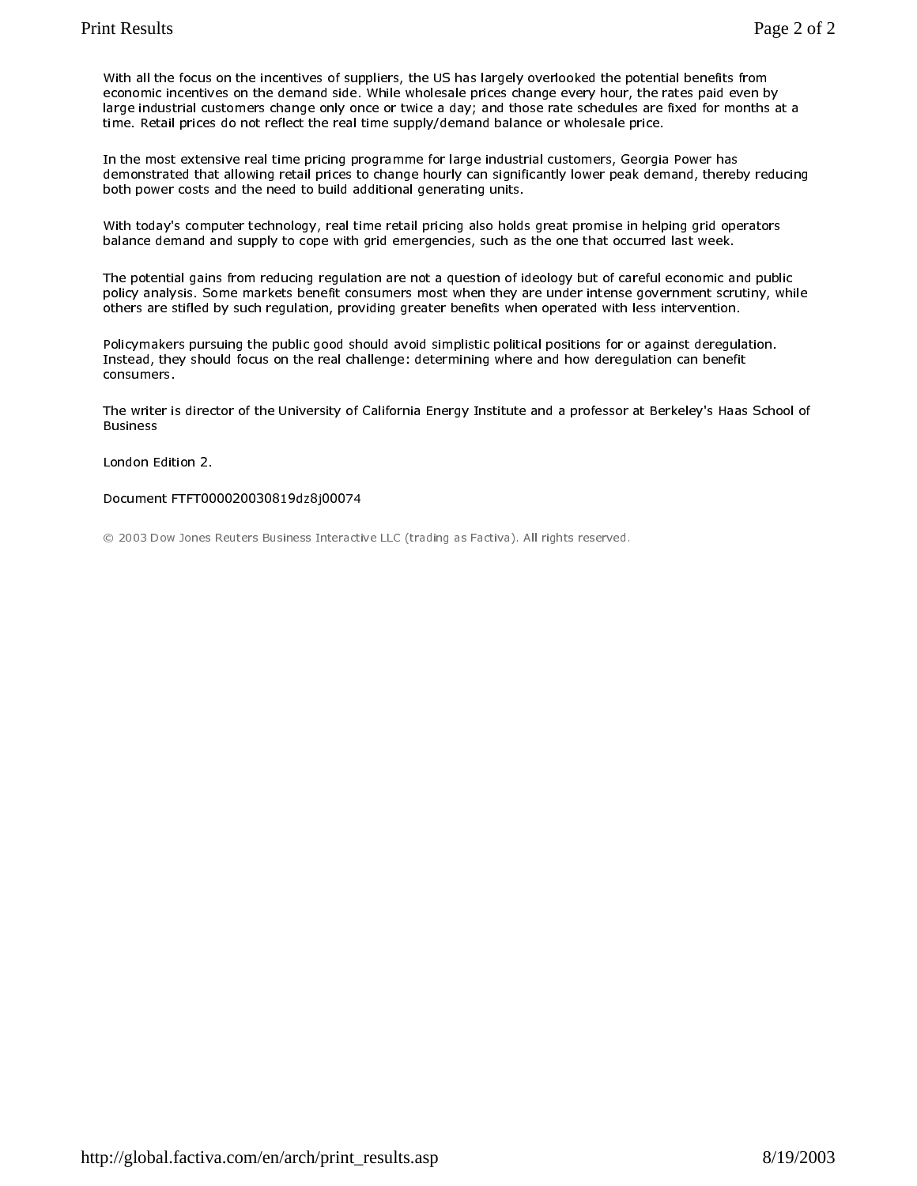With all the focus on the incentives of suppliers, the US has largely overlooked the potential benefits from economic incentives on the demand side. While wholesale prices change every hour, the rates paid even by large industrial customers change only once or twice a day; and those rate schedules are fixed for months at a time. Retail prices do not reflect the real time supply/demand balance or wholesale price.

In the most extensive real time pricing programme for large industrial customers, Georgia Power has demonstrated that allowing retail prices to change hourly can significantly lower peak demand, thereby reducing both power costs and the need to build additional generating units.

With today's computer technology, real time retail pricing also holds great promise in helping grid operators balance demand and supply to cope with grid emergencies, such as the one that occurred last week.

The potential gains from reducing regulation are not a question of ideology but of careful economic and public policy analysis. Some markets benefit consumers most when they are under intense government scrutiny, while others are stifled by such regulation, providing greater benefits when operated with less intervention.

Policymakers pursuing the public good should avoid simplistic political positions for or against deregulation. Instead, they should focus on the real challenge: determining where and how deregulation can benefit consumers.

The writer is director of the University of California Energy Institute and a professor at Berkeley's Haas School of Business

London Edition 2.

Document FTFT000020030819dz8j00074

© 2003 Dow Jones Reuters Business Interactive LLC (trading as Factiva). All rights reserved.